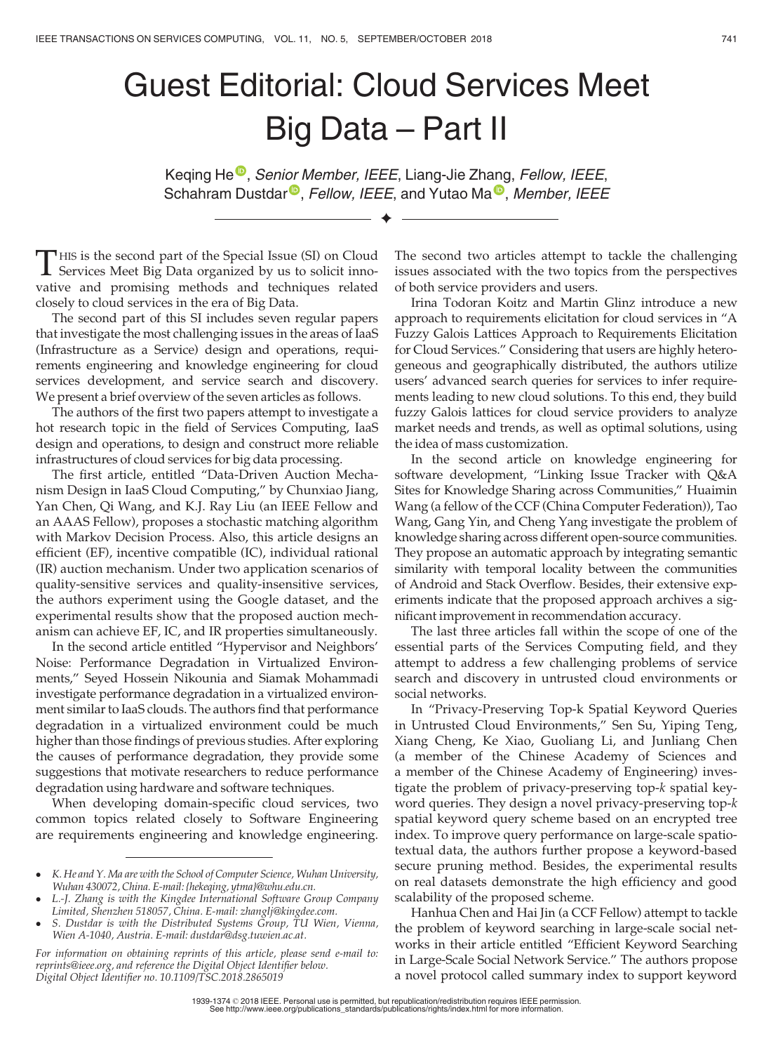# Guest Editorial: Cloud Services Meet Big Data – Part II

Keqing He, *Senior Member, IEEE*, Liang-Jie Zhang, *Fellow, IEEE*, Schahram Dustdar, *Fellow, IEEE*, and Yutao Ma, *Member, IEEE*

---

This is the second part of the Special Issue (SI) on Cloud Services Meet Big Data organized by us to solicit innovative and promising methods and techniques related closely to cloud services in the era of Big Data.

The second part of this SI includes seven regular papers that investigate the most challenging issues in the areas of IaaS (Infrastructure as a Service) design and operations, requirements engineering and knowledge engineering for cloud services development, and service search and discovery. We present a brief overview of the seven articles as follows.

The authors of the first two papers attempt to investigate a hot research topic in the field of Services Computing, IaaS design and operations, to design and construct more reliable infrastructures of cloud services for big data processing.

The first article, entitled "Data-Driven Auction Mechanism Design in IaaS Cloud Computing," by Chunxiao Jiang, Yan Chen, Qi Wang, and K.J. Ray Liu (an IEEE Fellow and an AAAS Fellow), proposes a stochastic matching algorithm with Markov Decision Process. Also, this article designs an efficient (EF), incentive compatible (IC), individual rational (IR) auction mechanism. Under two application scenarios of quality-sensitive services and quality-insensitive services, the authors experiment using the Google dataset, and the experimental results show that the proposed auction mechanism can achieve EF, IC, and IR properties simultaneously.

In the second article entitled "Hypervisor and Neighbors' Noise: Performance Degradation in Virtualized Environments," Seyed Hossein Nikounia and Siamak Mohammadi investigate performance degradation in a virtualized environment similar to IaaS clouds. The authors find that performance degradation in a virtualized environment could be much higher than those findings of previous studies. After exploring the causes of performance degradation, they provide some suggestions that motivate researchers to reduce performance degradation using hardware and software techniques.

When developing domain-specific cloud services, two common topics related closely to Software Engineering are requirements engineering and knowledge engineering. The second two articles attempt to tackle the challenging issues associated with the two topics from the perspectives of both service providers and users.

Irina Todoran Koitz and Martin Glinz introduce a new approach to requirements elicitation for cloud services in "A Fuzzy Galois Lattices Approach to Requirements Elicitation for Cloud Services." Considering that users are highly heterogeneous and geographically distributed, the authors utilize users' advanced search queries for services to infer requirements leading to new cloud solutions. To this end, they build fuzzy Galois lattices for cloud service providers to analyze market needs and trends, as well as optimal solutions, using the idea of mass customization.

In the second article on knowledge engineering for software development, "Linking Issue Tracker with Q&A Sites for Knowledge Sharing across Communities," Huaimin Wang (a fellow of the CCF (China Computer Federation)), Tao Wang, Gang Yin, and Cheng Yang investigate the problem of knowledge sharing across different open-source communities. They propose an automatic approach by integrating semantic similarity with temporal locality between the communities of Android and Stack Overflow. Besides, their extensive experiments indicate that the proposed approach archives a significant improvement in recommendation accuracy.

The last three articles fall within the scope of one of the essential parts of the Services Computing field, and they attempt to address a few challenging problems of service search and discovery in untrusted cloud environments or social networks.

In "Privacy-Preserving Top-k Spatial Keyword Queries in Untrusted Cloud Environments," Sen Su, Yiping Teng, Xiang Cheng, Ke Xiao, Guoliang Li, and Junliang Chen (a member of the Chinese Academy of Sciences and a member of the Chinese Academy of Engineering) investigate the problem of privacy-preserving top-$k$ spatial keyword queries. They design a novel privacy-preserving top-$k$ spatial keyword query scheme based on an encrypted tree index. To improve query performance on large-scale spatio-textual data, the authors further propose a keyword-based secure pruning method. Besides, the experimental results on real datasets demonstrate the high efficiency and good scalability of the proposed scheme.

Hanhua Chen and Hai Jin (a CCF Fellow) attempt to tackle the problem of keyword searching in large-scale social networks in their article entitled "Efficient Keyword Searching in Large-Scale Social Network Service." The authors propose a novel protocol called summary index to support keyword

---

- *K. He and Y. Ma are with the School of Computer Science, Wuhan University, Wuhan 430072, China. E-mail: {hekeqing, ytma}@whu.edu.cn.*
- *L.-J. Zhang is with the Kingdee International Software Group Company Limited, Shenzhen 518057, China. E-mail: zhanglj@kingdee.com.*
- *S. Dustdar is with the Distributed Systems Group, TU Wien, Vienna, Wien A-1040, Austria. E-mail: dustdar@dsg.tuwien.ac.at.*

*For information on obtaining reprints of this article, please send e-mail to: reprints@ieee.org, and reference the Digital Object Identifier below. Digital Object Identifier no. 10.1109/TSC.2018.2865019*

1939-1374 © 2018 IEEE. Personal use is permitted, but republication/redistribution requires IEEE permission. See http://www.ieee.org/publications_standards/publications/rights/index.html for more information.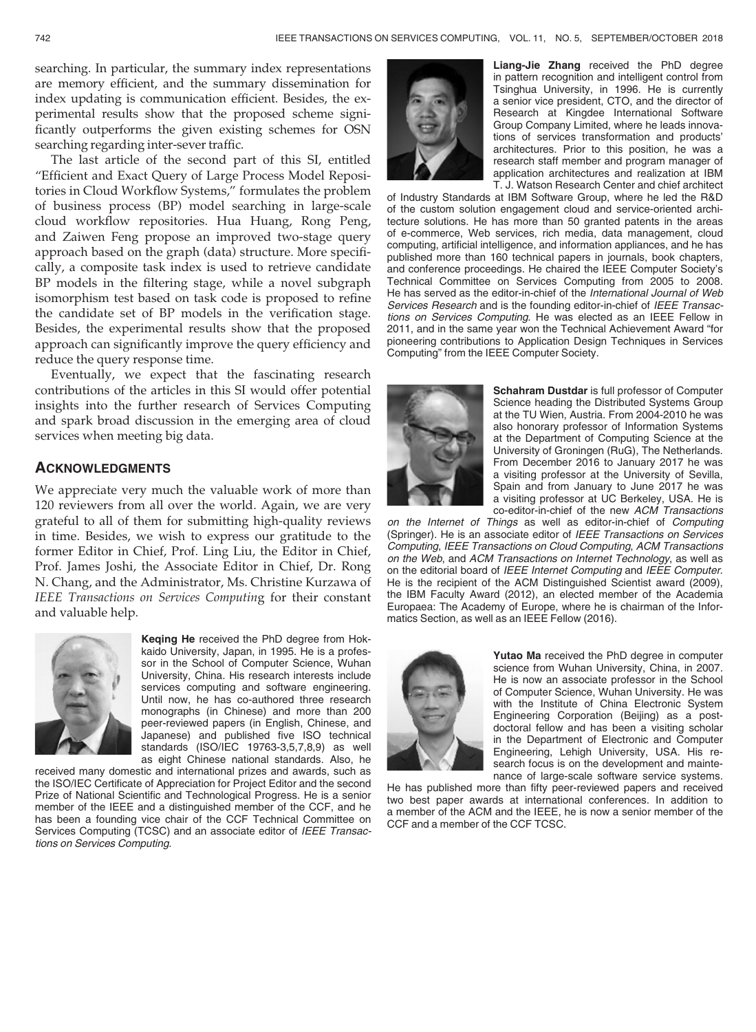searching. In particular, the summary index representations are memory efficient, and the summary dissemination for index updating is communication efficient. Besides, the experimental results show that the proposed scheme significantly outperforms the given existing schemes for OSN searching regarding inter-sever traffic.

The last article of the second part of this SI, entitled "Efficient and Exact Query of Large Process Model Repositories in Cloud Workflow Systems," formulates the problem of business process (BP) model searching in large-scale cloud workflow repositories. Hua Huang, Rong Peng, and Zaiwen Feng propose an improved two-stage query approach based on the graph (data) structure. More specifically, a composite task index is used to retrieve candidate BP models in the filtering stage, while a novel subgraph isomorphism test based on task code is proposed to refine the candidate set of BP models in the verification stage. Besides, the experimental results show that the proposed approach can significantly improve the query efficiency and reduce the query response time.

Eventually, we expect that the fascinating research contributions of the articles in this SI would offer potential insights into the further research of Services Computing and spark broad discussion in the emerging area of cloud services when meeting big data.

## ACKNOWLEDGMENTS

We appreciate very much the valuable work of more than 120 reviewers from all over the world. Again, we are very grateful to all of them for submitting high-quality reviews in time. Besides, we wish to express our gratitude to the former Editor in Chief, Prof. Ling Liu, the Editor in Chief, Prof. James Joshi, the Associate Editor in Chief, Dr. Rong N. Chang, and the Administrator, Ms. Christine Kurzawa of *IEEE Transactions on Services Computing* for their constant and valuable help.

**Keqing He** received the PhD degree from Hokkaido University, Japan, in 1995. He is a professor in the School of Computer Science, Wuhan University, China. His research interests include services computing and software engineering. Until now, he has co-authored three research monographs (in Chinese) and more than 200 peer-reviewed papers (in English, Chinese, and Japanese) and published five ISO technical standards (ISO/IEC 19763-3,5,7,8,9) as well as eight Chinese national standards. Also, he received many domestic and international prizes and awards, such as the ISO/IEC Certificate of Appreciation for Project Editor and the second Prize of National Scientific and Technological Progress. He is a senior member of the IEEE and a distinguished member of the CCF, and he has been a founding vice chair of the CCF Technical Committee on Services Computing (TCSC) and an associate editor of *IEEE Transactions on Services Computing*.

**Liang-Jie Zhang** received the PhD degree in pattern recognition and intelligent control from Tsinghua University, in 1996. He is currently a senior vice president, CTO, and the director of Research at Kingdee International Software Group Company Limited, where he leads innovations of services transformation and products' architectures. Prior to this position, he was a research staff member and program manager of application architectures and realization at IBM T. J. Watson Research Center and chief architect of Industry Standards at IBM Software Group, where he led the R&D of the custom solution engagement cloud and service-oriented architecture solutions. He has more than 50 granted patents in the areas of e-commerce, Web services, rich media, data management, cloud computing, artificial intelligence, and information appliances, and he has published more than 160 technical papers in journals, book chapters, and conference proceedings. He chaired the IEEE Computer Society's Technical Committee on Services Computing from 2005 to 2008. He has served as the editor-in-chief of the *International Journal of Web Services Research* and is the founding editor-in-chief of *IEEE Transactions on Services Computing*. He was elected as an IEEE Fellow in 2011, and in the same year won the Technical Achievement Award "for pioneering contributions to Application Design Techniques in Services Computing" from the IEEE Computer Society.

**Schahram Dustdar** is full professor of Computer Science heading the Distributed Systems Group at the TU Wien, Austria. From 2004-2010 he was also honorary professor of Information Systems at the Department of Computing Science at the University of Groningen (RuG), The Netherlands. From December 2016 to January 2017 he was a visiting professor at the University of Sevilla, Spain and from January to June 2017 he was a visiting professor at UC Berkeley, USA. He is co-editor-in-chief of the new *ACM Transactions on the Internet of Things* as well as editor-in-chief of *Computing* (Springer). He is an associate editor of *IEEE Transactions on Services Computing*, *IEEE Transactions on Cloud Computing*, *ACM Transactions on the Web*, and *ACM Transactions on Internet Technology*, as well as on the editorial board of *IEEE Internet Computing* and *IEEE Computer*. He is the recipient of the ACM Distinguished Scientist award (2009), the IBM Faculty Award (2012), an elected member of the Academia Europaea: The Academy of Europe, where he is chairman of the Informatics Section, as well as an IEEE Fellow (2016).

**Yutao Ma** received the PhD degree in computer science from Wuhan University, China, in 2007. He is now an associate professor in the School of Computer Science, Wuhan University. He was with the Institute of China Electronic System Engineering Corporation (Beijing) as a post-doctoral fellow and has been a visiting scholar in the Department of Electronic and Computer Engineering, Lehigh University, USA. His research focus is on the development and maintenance of large-scale software service systems. He has published more than fifty peer-reviewed papers and received two best paper awards at international conferences. In addition to a member of the ACM and the IEEE, he is now a senior member of the CCF and a member of the CCF TCSC.